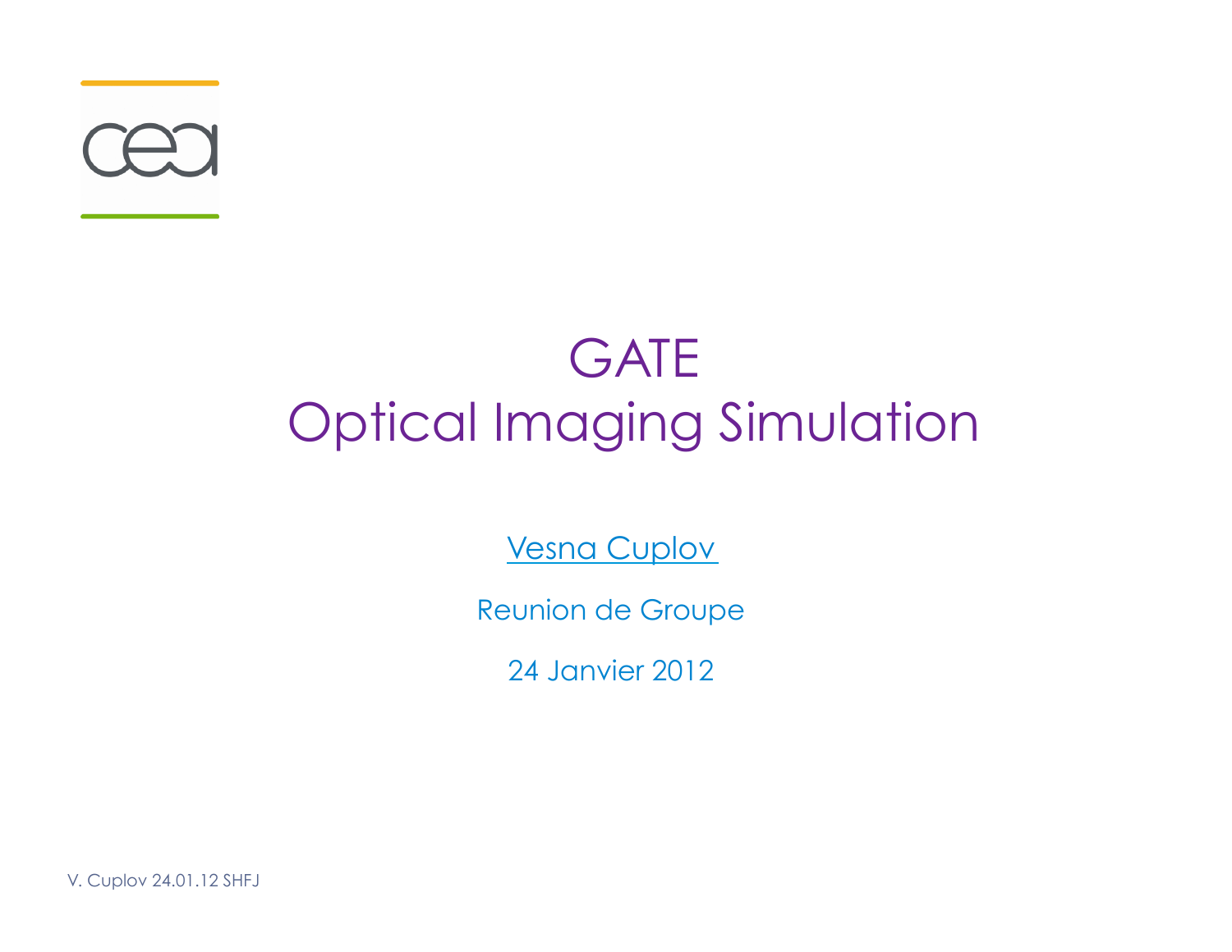# GATE
# Optical Imaging Simulation

Vesna Cuplov

Reunion de Groupe

24 Janvier 2012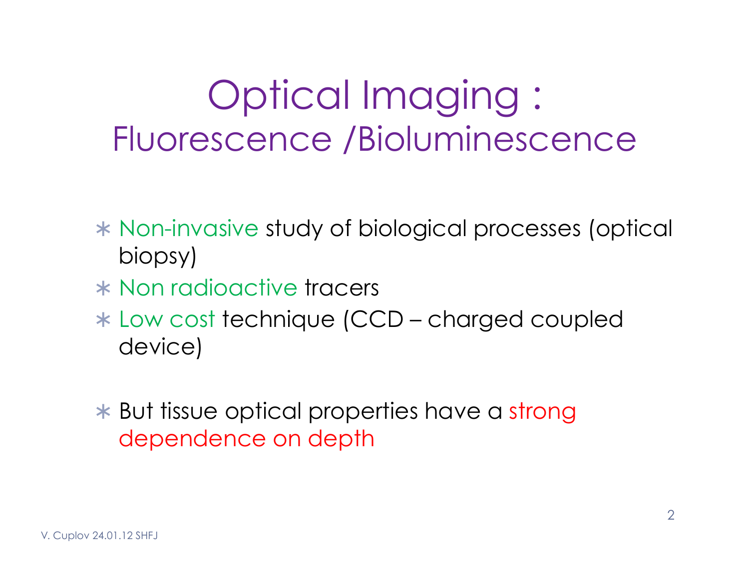# Optical Imaging :
## Fluorescence /Bioluminescence

- Non-invasive study of biological processes (optical biopsy)
- Non radioactive tracers
- Low cost technique (CCD – charged coupled device)

- But tissue optical properties have a strong dependence on depth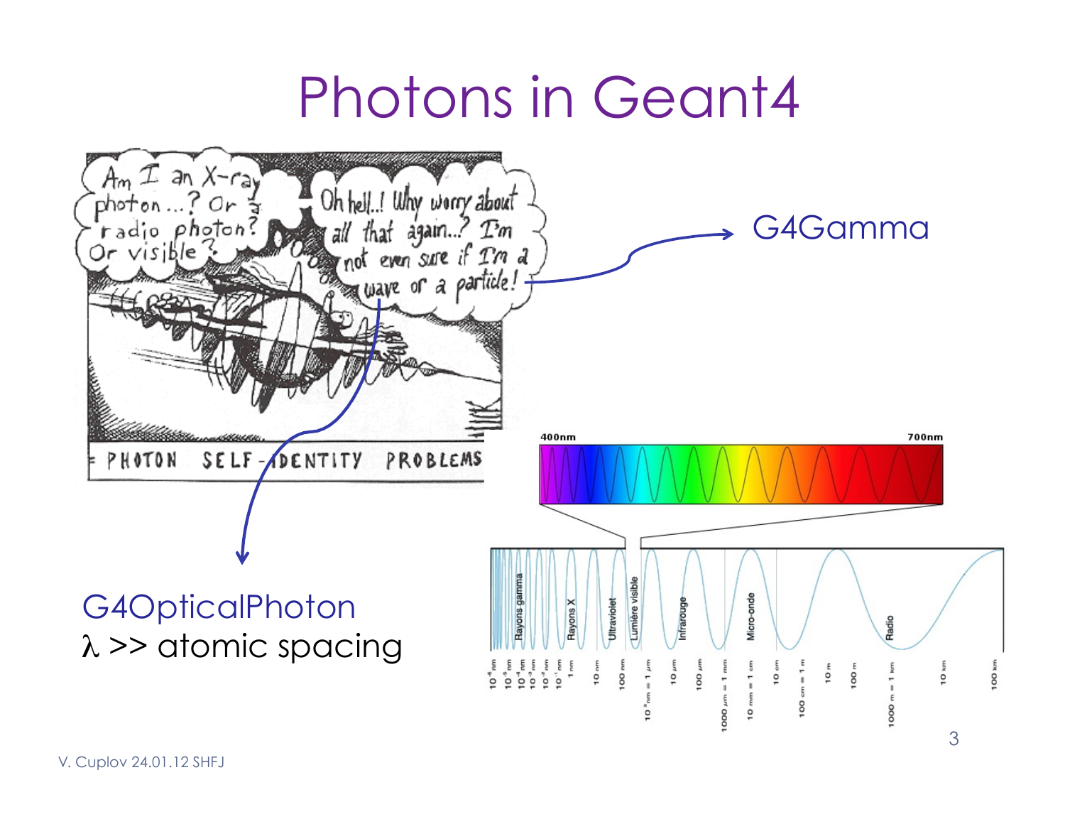# Photons in Geant4

G4Gamma

G4OpticalPhoton
$\lambda$ >> atomic spacing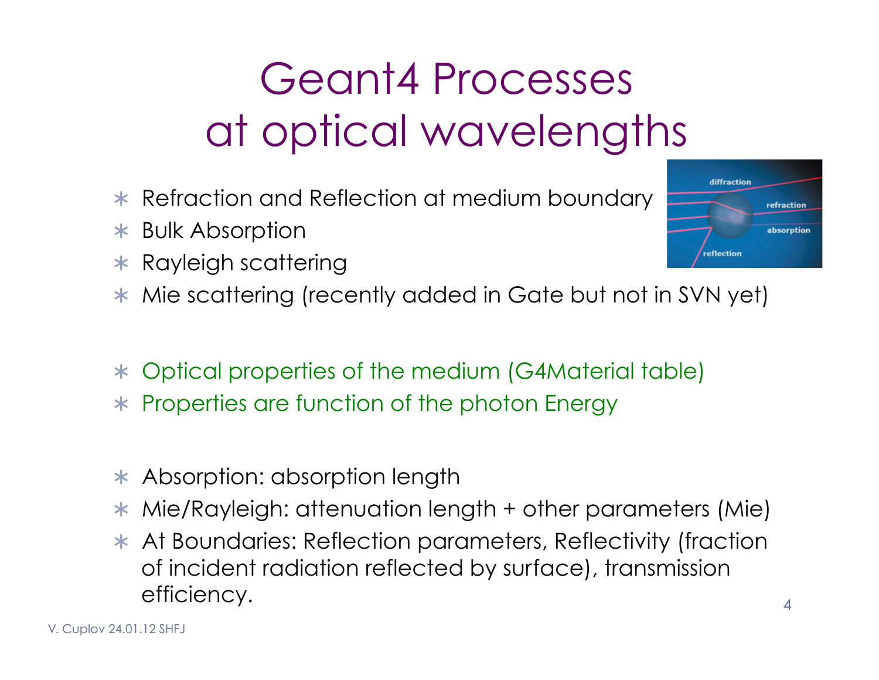# Geant4 Processes at optical wavelengths

- Refraction and Reflection at medium boundary
- Bulk Absorption
- Rayleigh scattering
- Mie scattering (recently added in Gate but not in SVN yet)

- Optical properties of the medium (G4Material table)
- Properties are function of the photon Energy

- Absorption: absorption length
- Mie/Rayleigh: attenuation length + other parameters (Mie)
- At Boundaries: Reflection parameters, Reflectivity (fraction of incident radiation reflected by surface), transmission efficiency.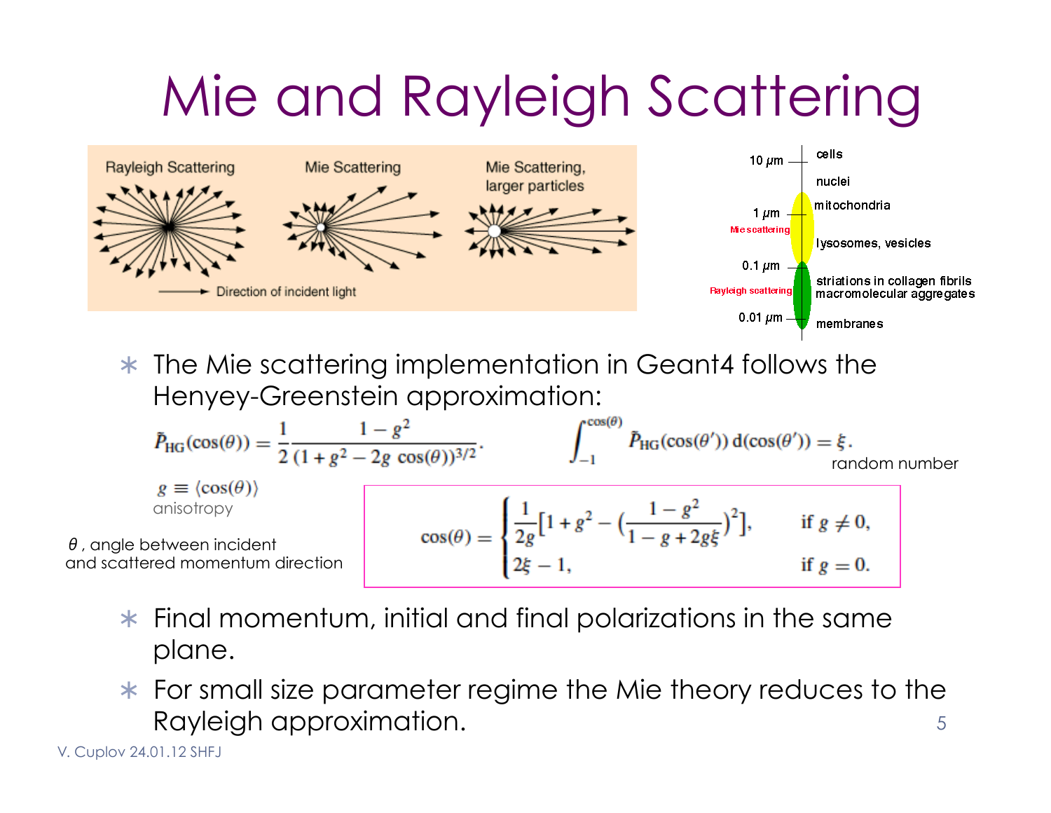# Mie and Rayleigh Scattering

- The Mie scattering implementation in Geant4 follows the Henyey-Greenstein approximation:

$$\tilde{P}_{\mathrm{HG}}(\cos(\theta)) = \frac{1}{2}\frac{1-g^2}{(1+g^2-2g\,\cos(\theta))^{3/2}}.$$

$$\int_{-1}^{\cos(\theta)} \tilde{P}_{\mathrm{HG}}(\cos(\theta'))\,\mathrm{d}(\cos(\theta')) = \xi.$$

$\xi$ : random number

$g \equiv \langle \cos(\theta) \rangle$ anisotropy

$\theta$ , angle between incident and scattered momentum direction

$$\cos(\theta) = \begin{cases} \frac{1}{2g}\left[1+g^2-\left(\frac{1-g^2}{1-g+2g\xi}\right)^2\right], & \text{if } g \neq 0, \\ 2\xi - 1, & \text{if } g = 0. \end{cases}$$

- Final momentum, initial and final polarizations in the same plane.
- For small size parameter regime the Mie theory reduces to the Rayleigh approximation.

V. Cuplov 24.01.12 SHFJ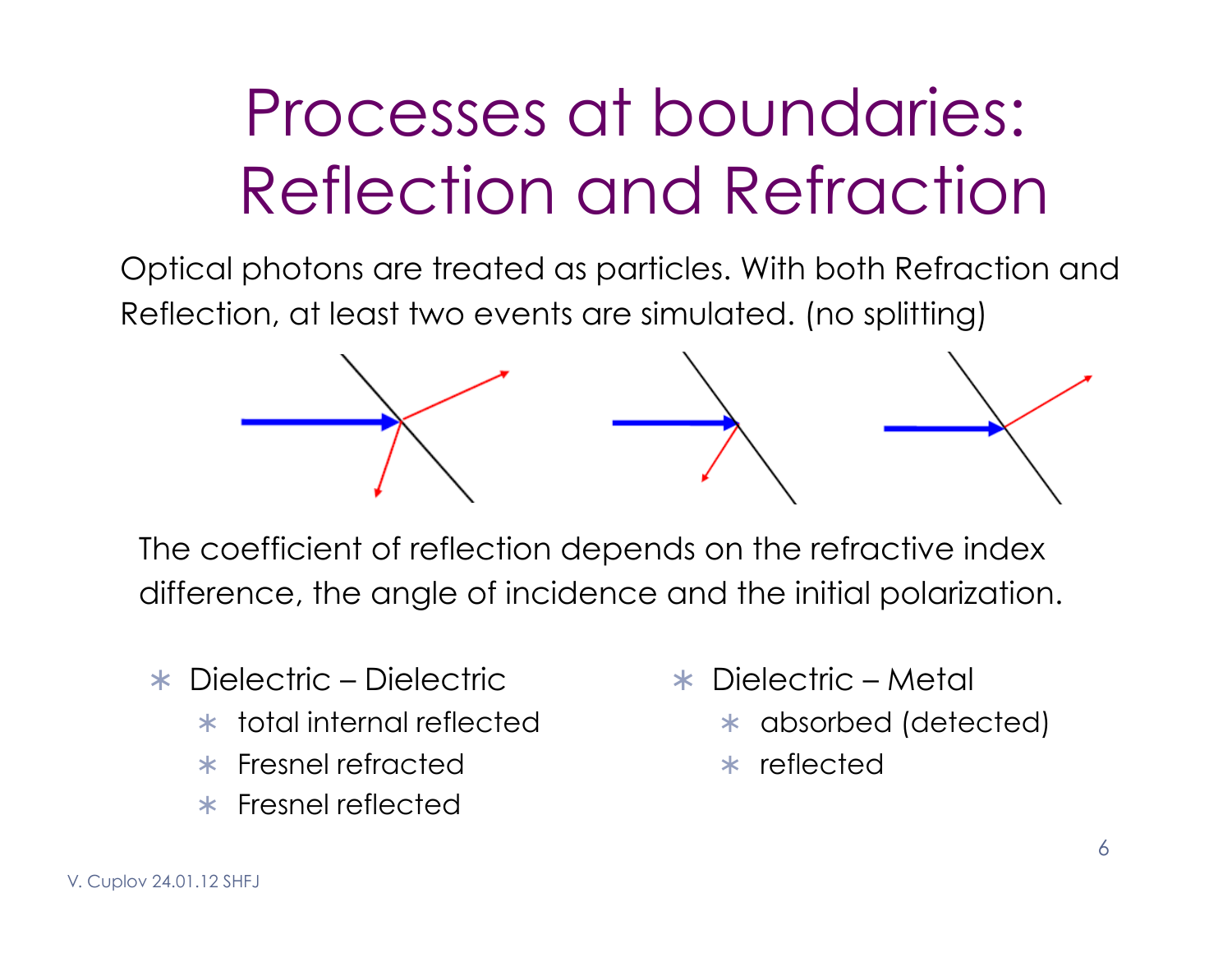# Processes at boundaries: Reflection and Refraction

Optical photons are treated as particles. With both Refraction and Reflection, at least two events are simulated. (no splitting)

The coefficient of reflection depends on the refractive index difference, the angle of incidence and the initial polarization.

- Dielectric – Dielectric
  - total internal reflected
  - Fresnel refracted
  - Fresnel reflected
- Dielectric – Metal
  - absorbed (detected)
  - reflected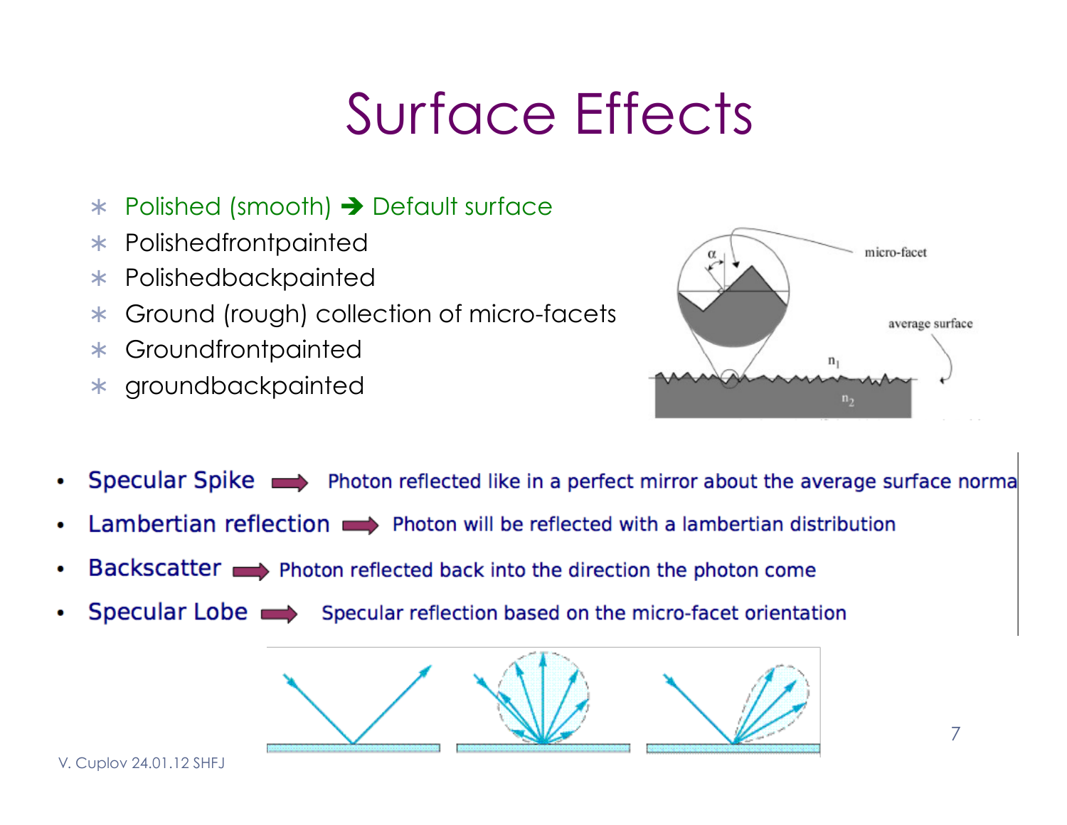# Surface Effects

- Polished (smooth) ➔ Default surface
- Polishedfrontpainted
- Polishedbackpainted
- Ground (rough) collection of micro-facets
- Groundfrontpainted
- groundbackpainted

- **Specular Spike** ➡ Photon reflected like in a perfect mirror about the average surface norma
- **Lambertian reflection** ➡ Photon will be reflected with a lambertian distribution
- **Backscatter** ➡ Photon reflected back into the direction the photon come
- **Specular Lobe** ➡ Specular reflection based on the micro-facet orientation

V. Cuplov 24.01.12 SHFJ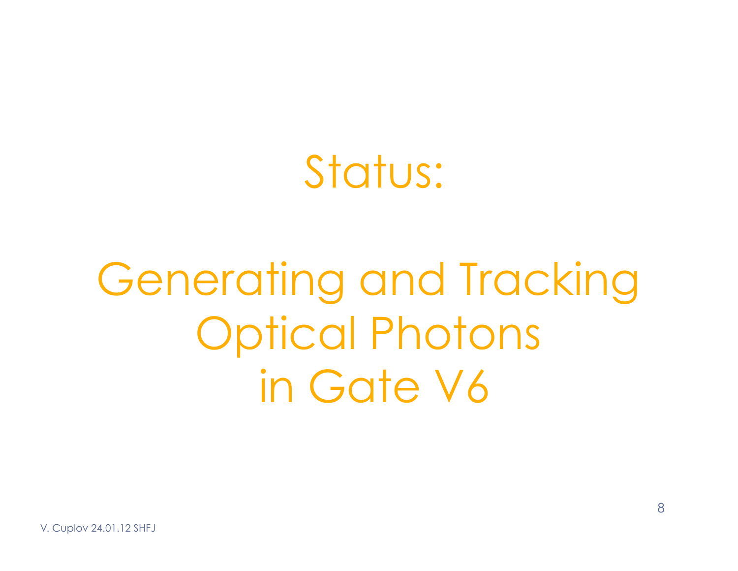# Status:

# Generating and Tracking Optical Photons in Gate V6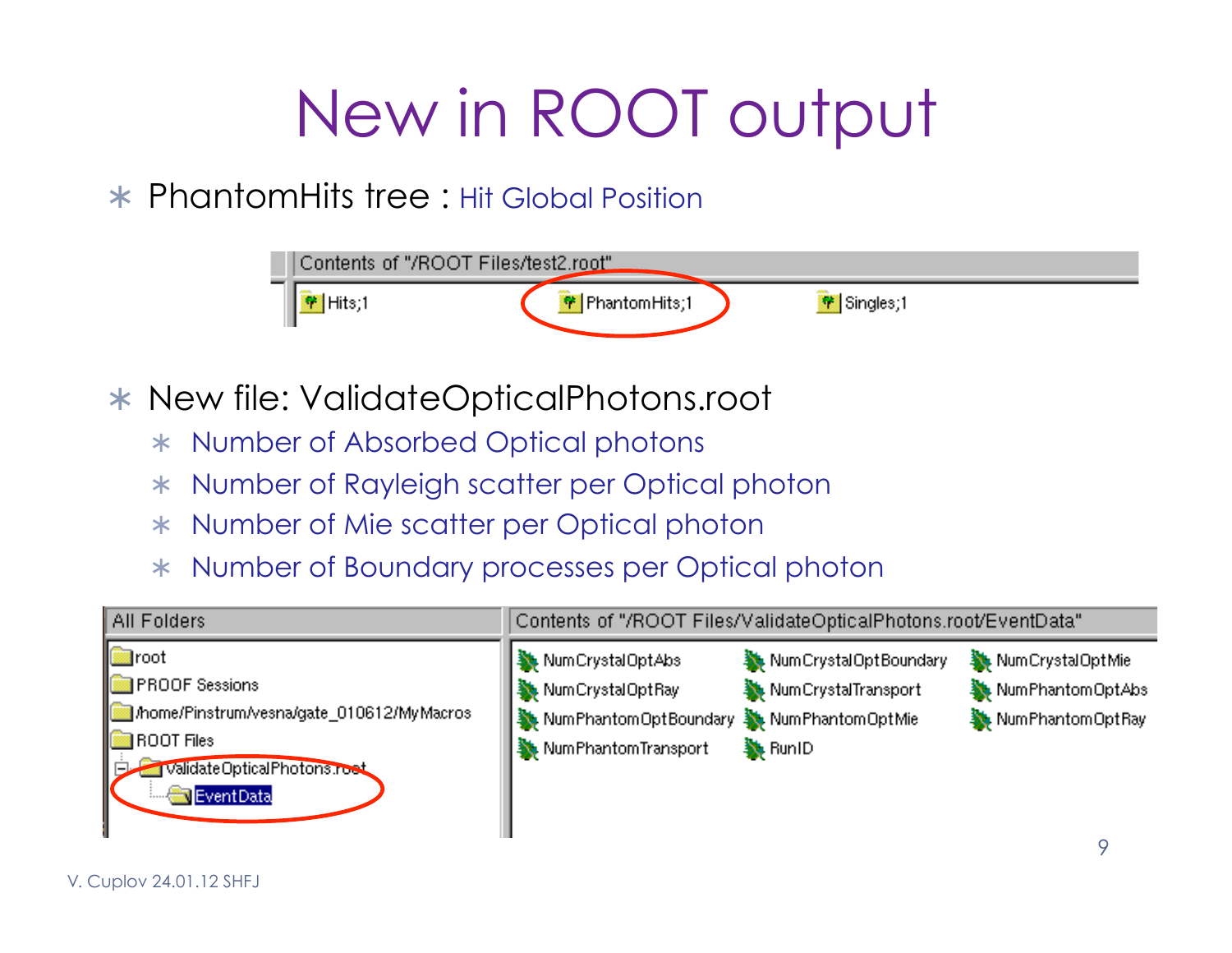# New in ROOT output

- PhantomHits tree : Hit Global Position

Contents of "/ROOT Files/test2.root"

Hits;1 PhantomHits;1 Singles;1

- New file: ValidateOpticalPhotons.root
  - Number of Absorbed Optical photons
  - Number of Rayleigh scatter per Optical photon
  - Number of Mie scatter per Optical photon
  - Number of Boundary processes per Optical photon

| All Folders | Contents of "/ROOT Files/ValidateOpticalPhotons.root/EventData" |
|---|---|
| root | NumCrystalOptAbs, NumCrystalOptBoundary, NumCrystalOptMie |
| PROOF Sessions | NumCrystalOptRay, NumCrystalTransport, NumPhantomOptAbs |
| /home/Pinstrum/vesna/gate_010612/MyMacros | NumPhantomOptBoundary, NumPhantomOptMie, NumPhantomOptRay |
| ROOT Files | NumPhantomTransport, RunID |
| ValidateOpticalPhotons.root | |
| EventData | |

V. Cuplov 24.01.12 SHFJ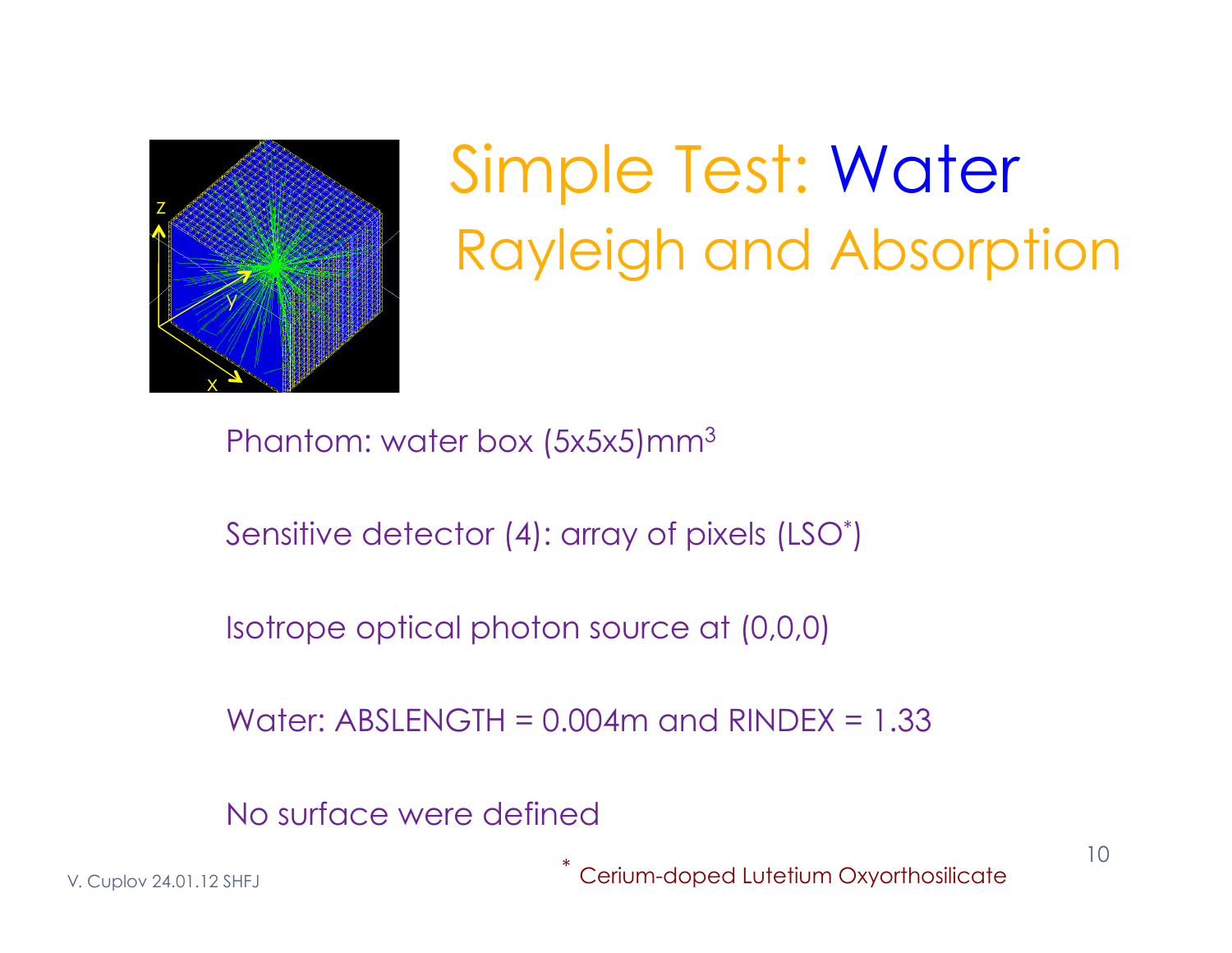# Simple Test: Water
## Rayleigh and Absorption

Phantom: water box (5x5x5)mm$^3$

Sensitive detector (4): array of pixels (LSO*)

Isotrope optical photon source at (0,0,0)

Water: ABSLENGTH = 0.004m and RINDEX = 1.33

No surface were defined

* Cerium-doped Lutetium Oxyorthosilicate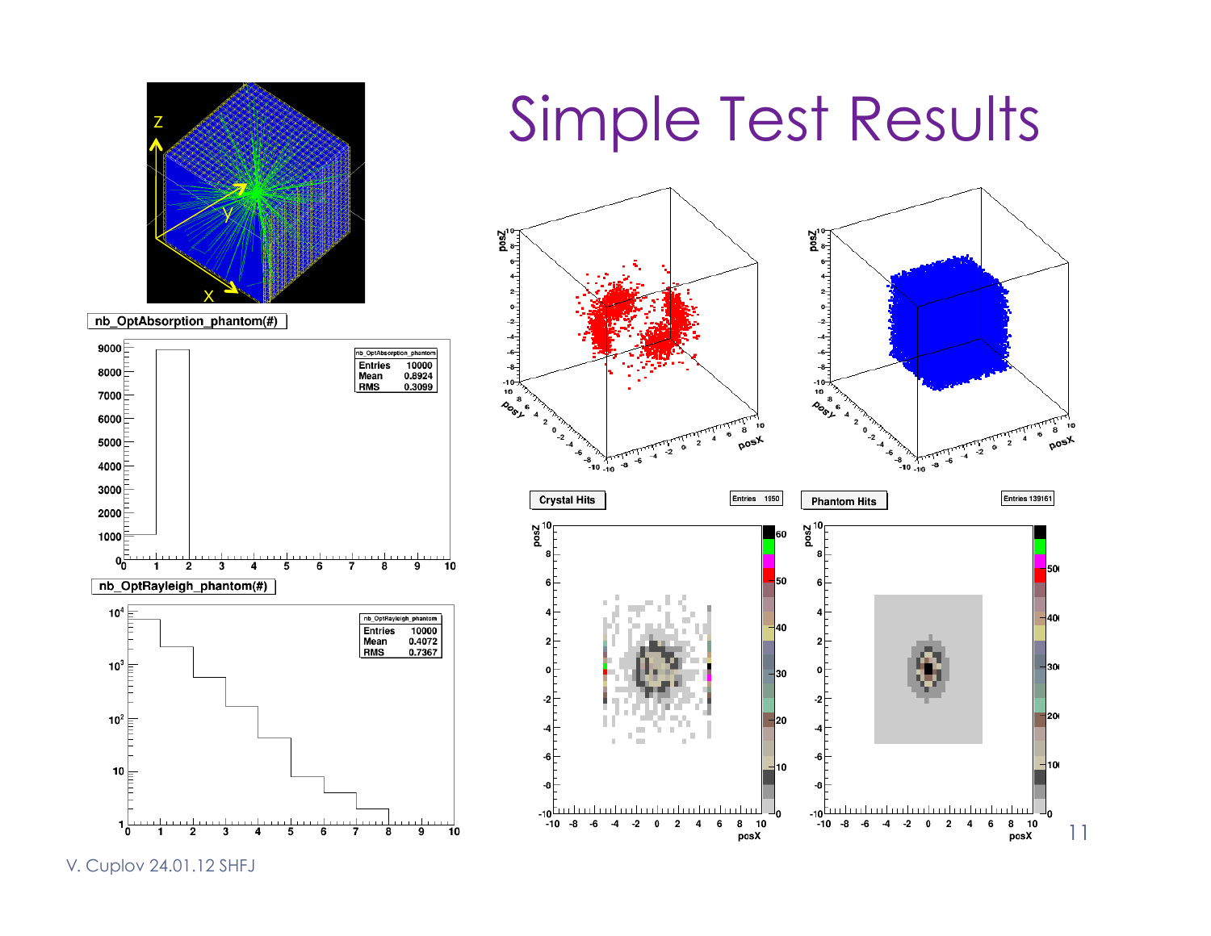# Simple Test Results

nb_OptAbsorption_phantom(#)

| nb_OptAbsorption_phantom | |
|---|---|
| Entries | 10000 |
| Mean | 0.8924 |
| RMS | 0.3099 |

nb_OptRayleigh_phantom(#)

| nb_OptRayleigh_phantom | |
|---|---|
| Entries | 10000 |
| Mean | 0.4072 |
| RMS | 0.7367 |

Crystal Hits — Entries 1950

Phantom Hits — Entries 139161

V. Cuplov 24.01.12 SHFJ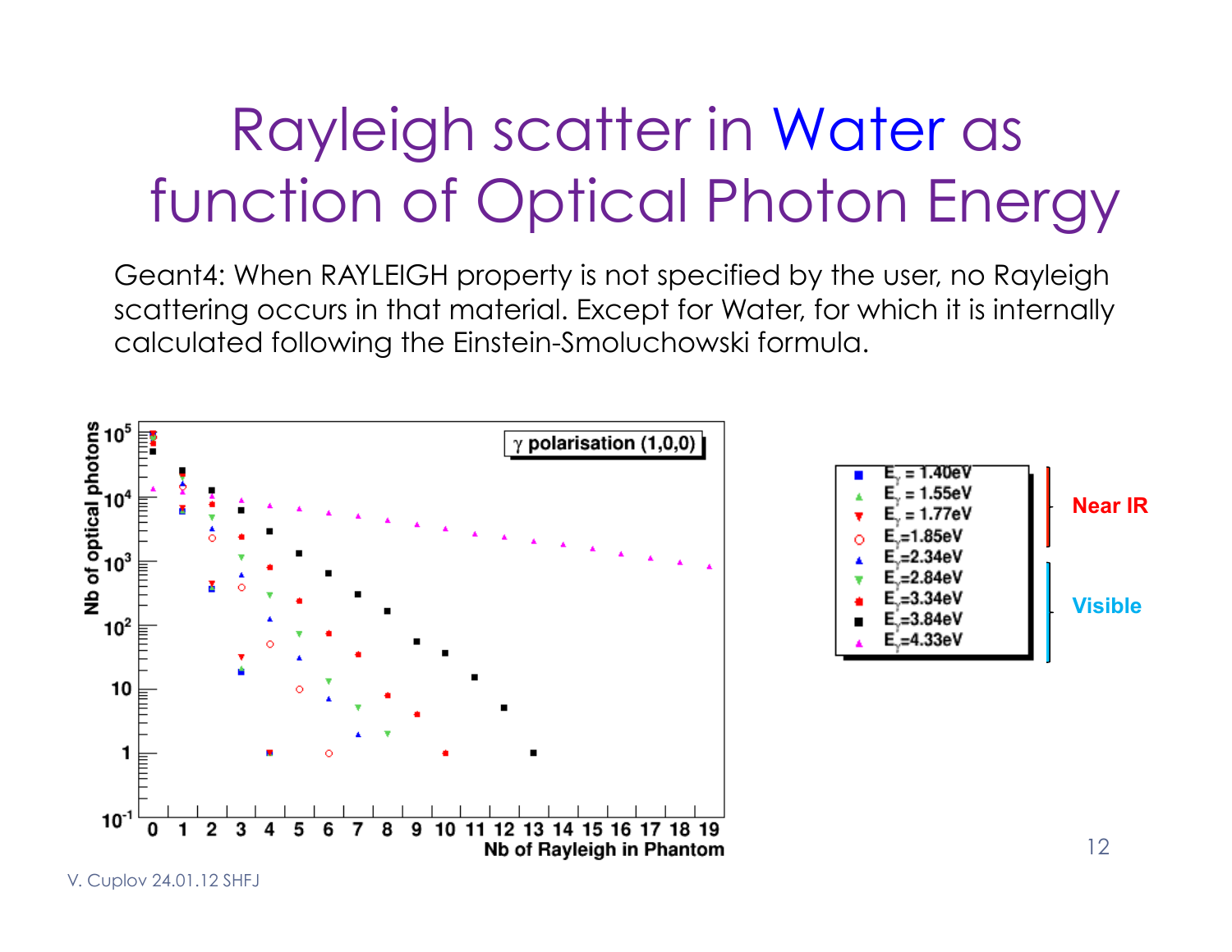# Rayleigh scatter in Water as function of Optical Photon Energy

Geant4: When RAYLEIGH property is not specified by the user, no Rayleigh scattering occurs in that material. Except for Water, for which it is internally calculated following the Einstein-Smoluchowski formula.

V. Cuplov 24.01.12 SHFJ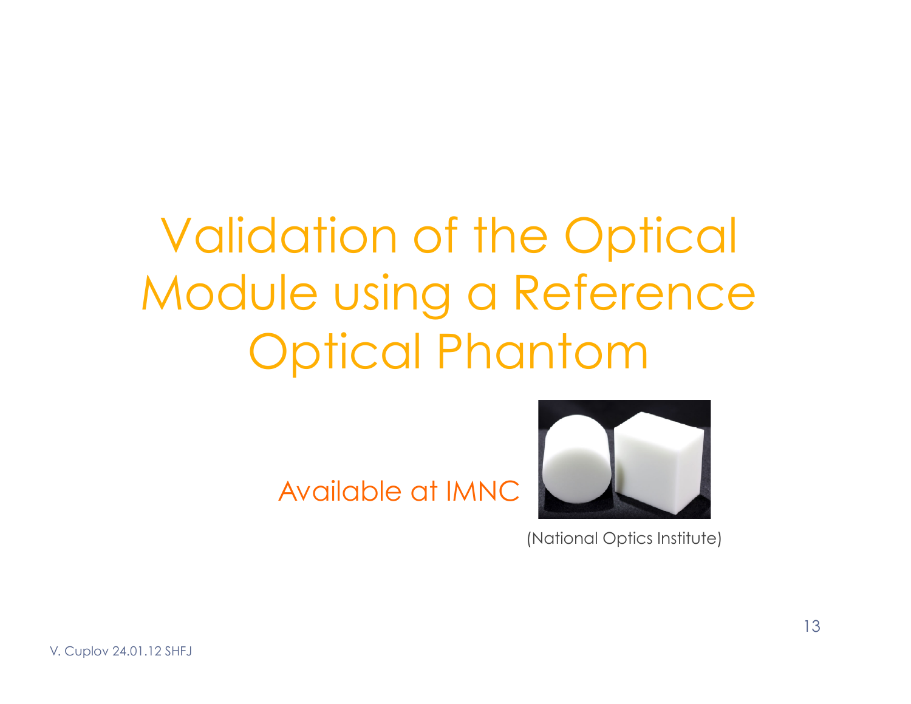# Validation of the Optical Module using a Reference Optical Phantom

Available at IMNC

(National Optics Institute)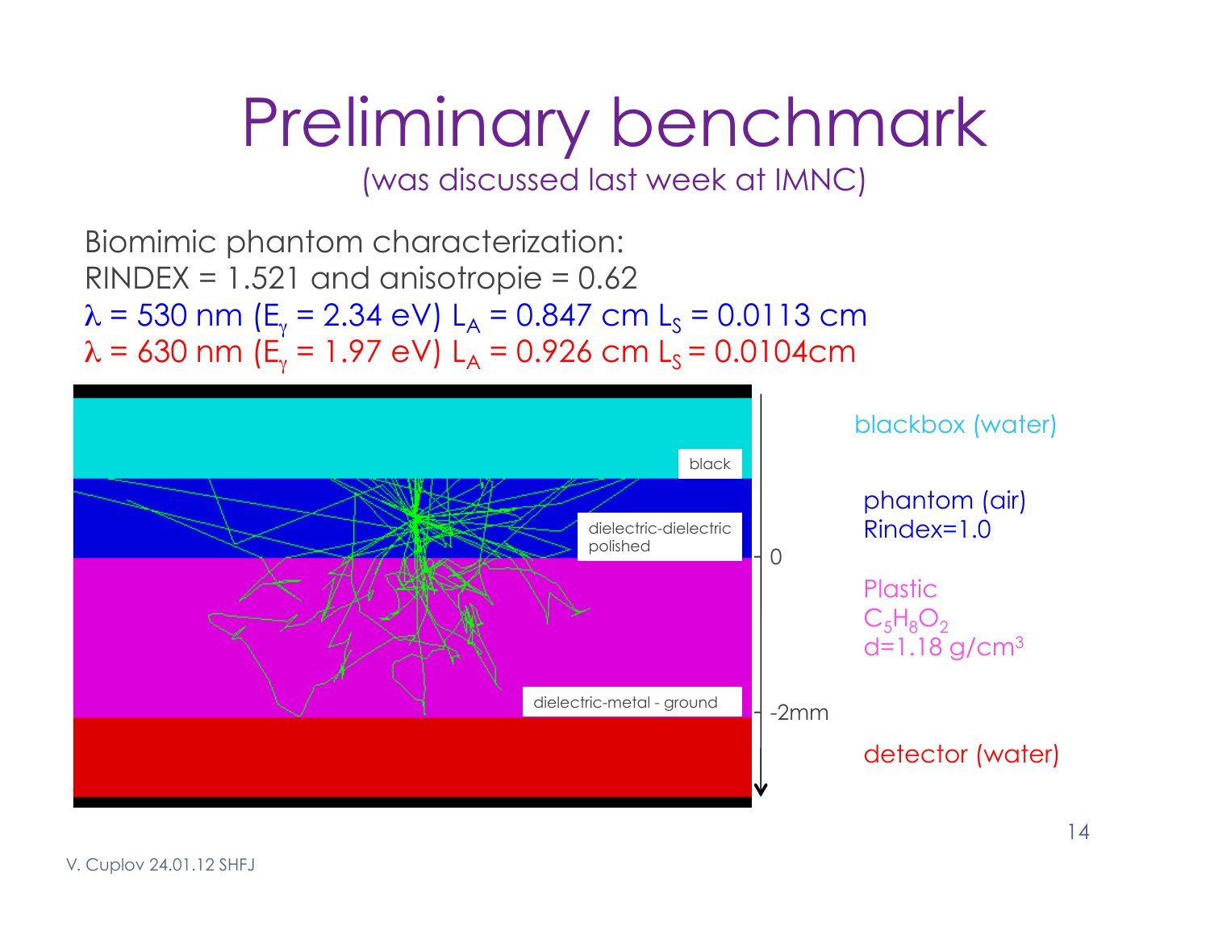# Preliminary benchmark

(was discussed last week at IMNC)

Biomimic phantom characterization:
RINDEX = 1.521 and anisotropie = 0.62
$\lambda$ = 530 nm ($E_\gamma$ = 2.34 eV) $L_A$ = 0.847 cm $L_S$ = 0.0113 cm
$\lambda$ = 630 nm ($E_\gamma$ = 1.97 eV) $L_A$ = 0.926 cm $L_S$ = 0.0104cm

black

dielectric-dielectric polished

dielectric-metal - ground

0

-2mm

blackbox (water)

phantom (air)
Rindex=1.0

Plastic
$C_5H_8O_2$
d=1.18 g/cm$^3$

detector (water)

V. Cuplov 24.01.12 SHFJ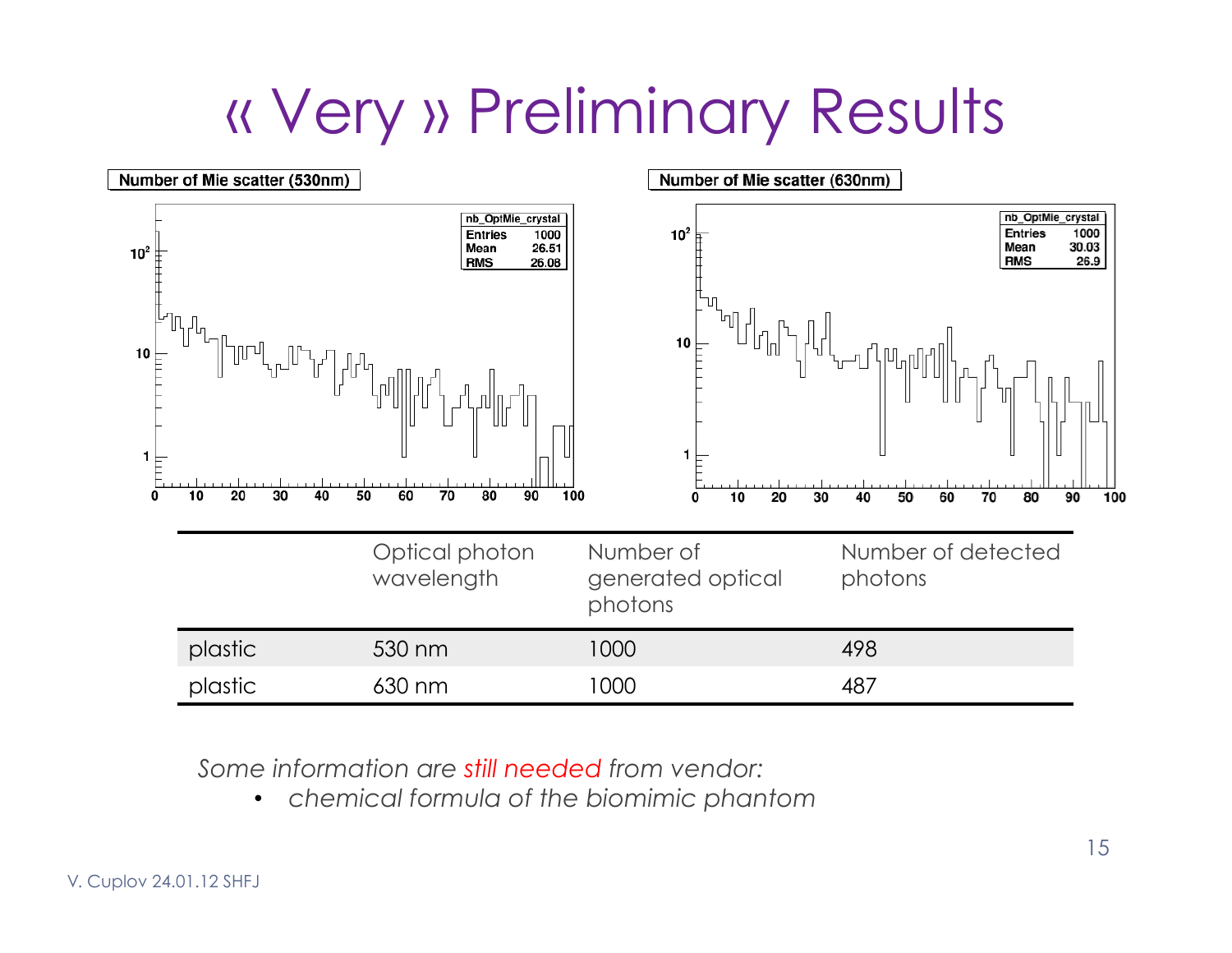# « Very » Preliminary Results

Number of Mie scatter (530nm)

nb_OptMie_crystal
Entries 1000
Mean 26.51
RMS 26.08

Number of Mie scatter (630nm)

nb_OptMie_crystal
Entries 1000
Mean 30.03
RMS 26.9

| | Optical photon wavelength | Number of generated optical photons | Number of detected photons |
|---|---|---|---|
| plastic | 530 nm | 1000 | 498 |
| plastic | 630 nm | 1000 | 487 |

*Some information are still needed from vendor:*

- *chemical formula of the biomimic phantom*

V. Cuplov 24.01.12 SHFJ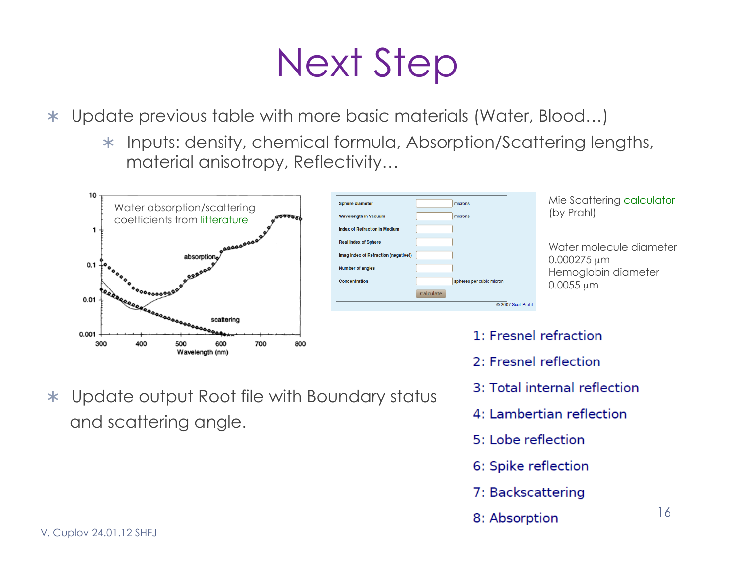# Next Step

- Update previous table with more basic materials (Water, Blood…)
  - Inputs: density, chemical formula, Absorption/Scattering lengths, material anisotropy, Reflectivity…

Water absorption/scattering coefficients from litterature

Mie Scattering calculator (by Prahl)

Water molecule diameter 0.000275 μm
Hemoglobin diameter 0.0055 μm

- Update output Root file with Boundary status and scattering angle.

1: Fresnel refraction
2: Fresnel reflection
3: Total internal reflection
4: Lambertian reflection
5: Lobe reflection
6: Spike reflection
7: Backscattering
8: Absorption

V. Cuplov 24.01.12 SHFJ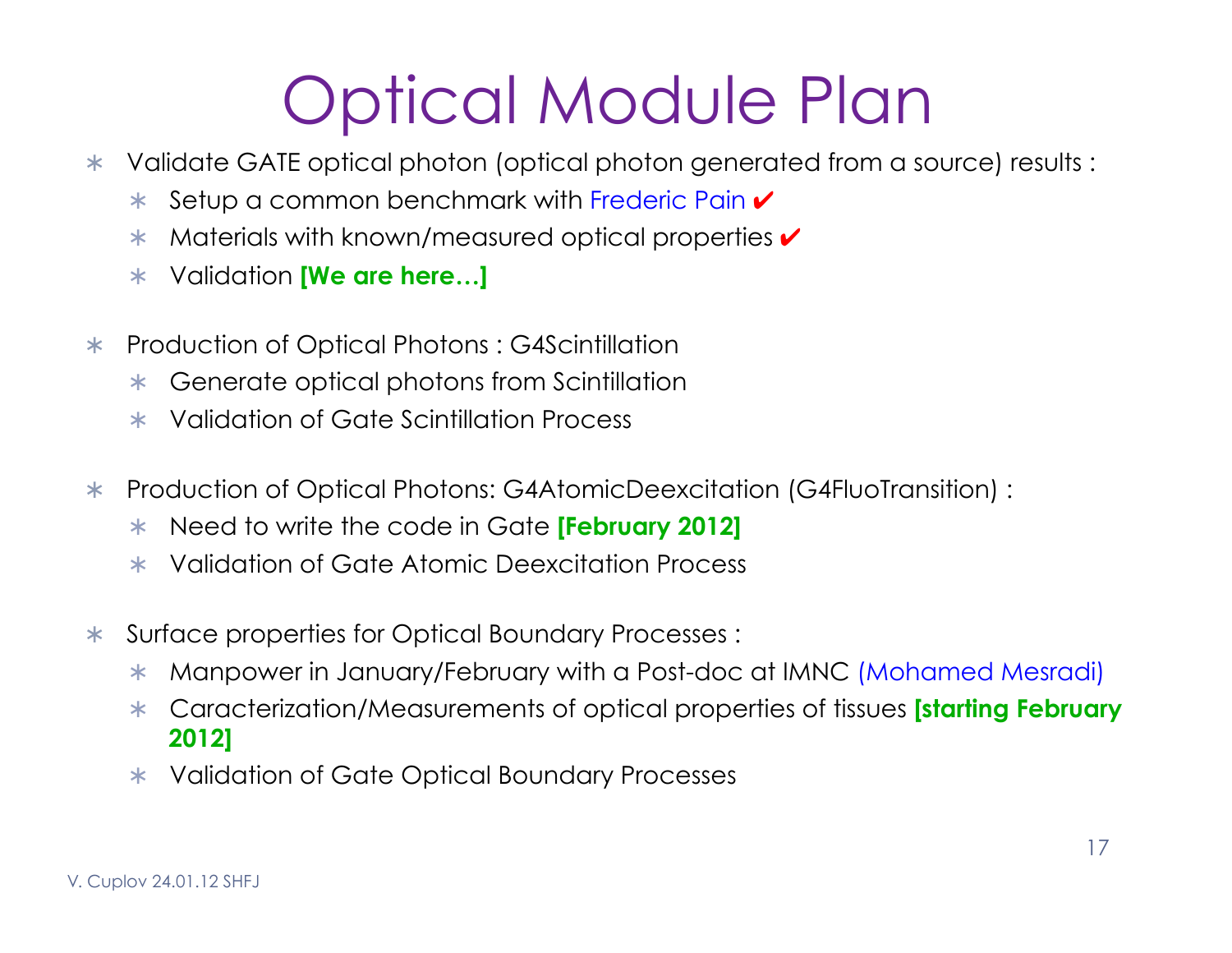# Optical Module Plan

- Validate GATE optical photon (optical photon generated from a source) results :
  - Setup a common benchmark with Frederic Pain ✔
  - Materials with known/measured optical properties ✔
  - Validation **[We are here…]**

- Production of Optical Photons : G4Scintillation
  - Generate optical photons from Scintillation
  - Validation of Gate Scintillation Process

- Production of Optical Photons: G4AtomicDeexcitation (G4FluoTransition) :
  - Need to write the code in Gate **[February 2012]**
  - Validation of Gate Atomic Deexcitation Process

- Surface properties for Optical Boundary Processes :
  - Manpower in January/February with a Post-doc at IMNC (Mohamed Mesradi)
  - Caracterization/Measurements of optical properties of tissues **[starting February 2012]**
  - Validation of Gate Optical Boundary Processes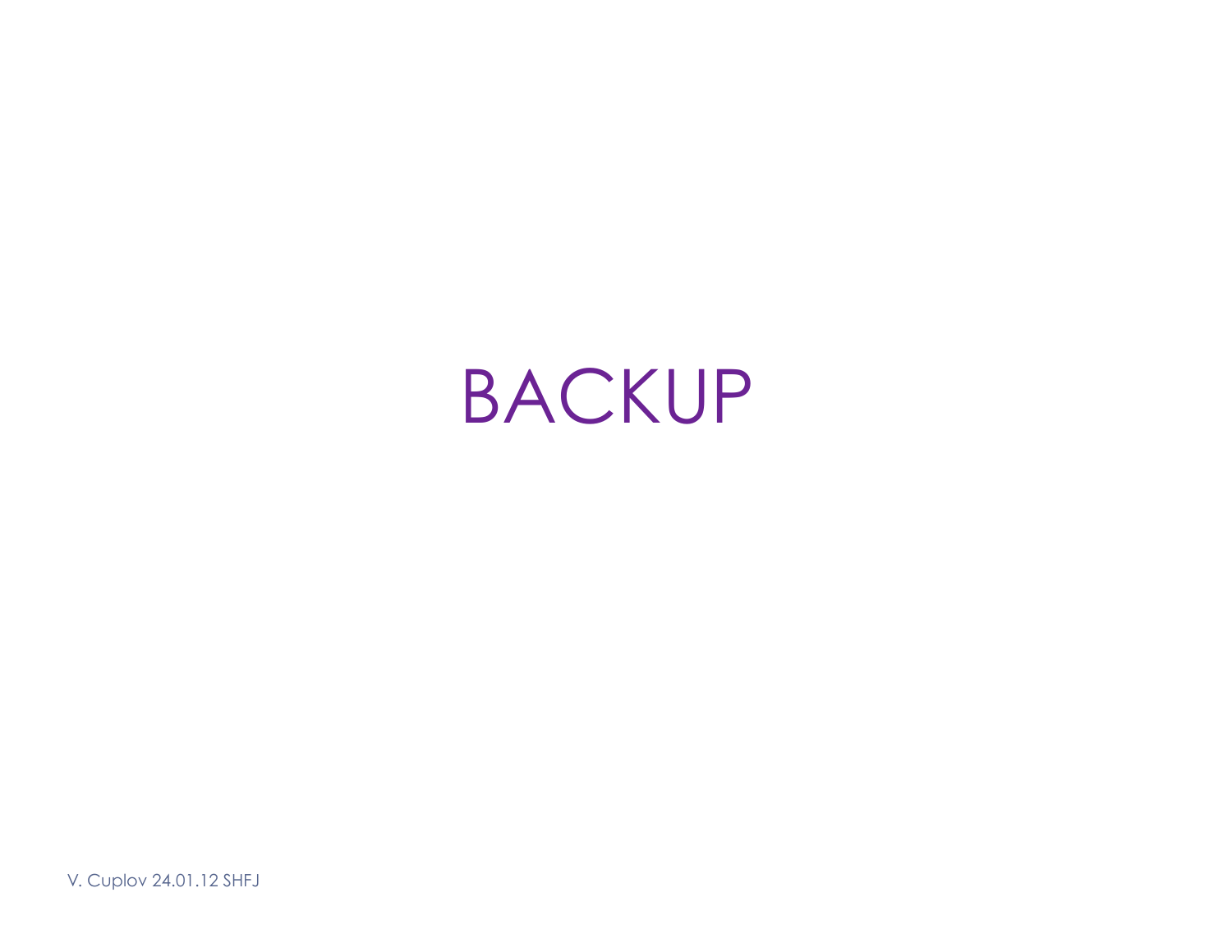# BACKUP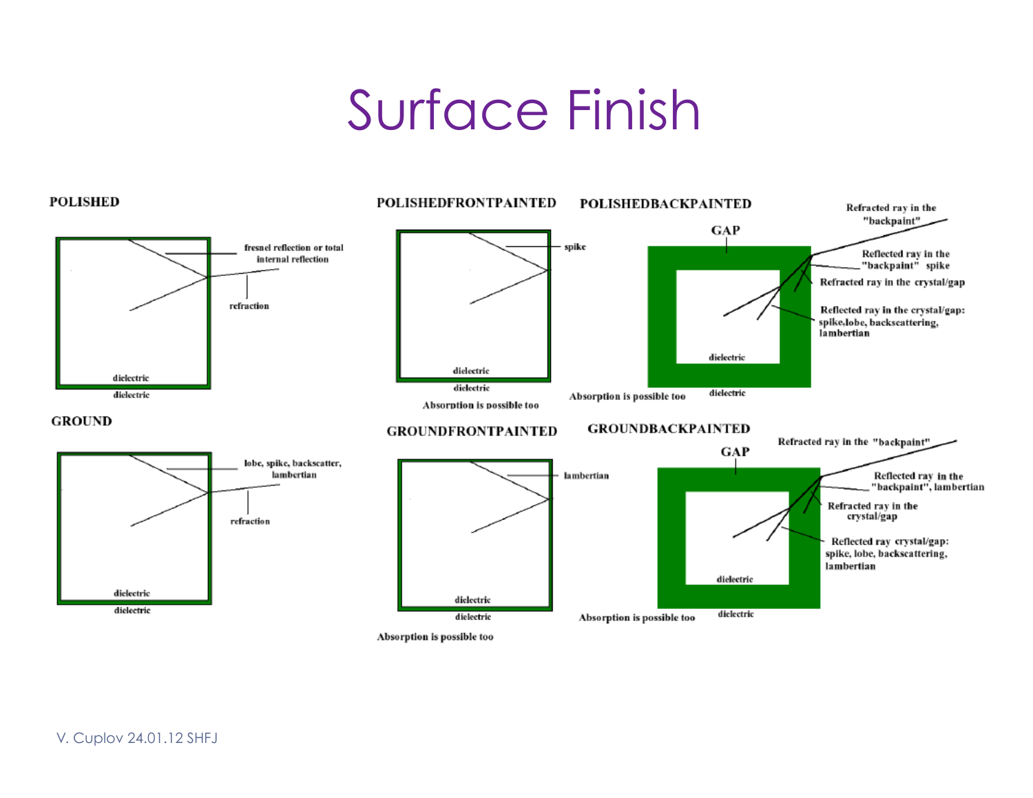# Surface Finish

### POLISHED

fresnel reflection or total internal reflection

refraction

dielectric

dielectric

### POLISHEDFRONTPAINTED

spike

dielectric

dielectric

Absorption is possible too

### POLISHEDBACKPAINTED

GAP

Refracted ray in the "backpaint"

Reflected ray in the "backpaint" spike

Refracted ray in the crystal/gap

Reflected ray in the crystal/gap: spike, lobe, backscattering, lambertian

dielectric

dielectric

Absorption is possible too

### GROUND

lobe, spike, backscatter, lambertian

refraction

dielectric

dielectric

### GROUNDFRONTPAINTED

lambertian

dielectric

dielectric

Absorption is possible too

### GROUNDBACKPAINTED

GAP

Refracted ray in the "backpaint"

Reflected ray in the "backpaint", lambertian

Refracted ray in the crystal/gap

Reflected ray crystal/gap: spike, lobe, backscattering, lambertian

dielectric

dielectric

Absorption is possible too

V. Cuplov 24.01.12 SHFJ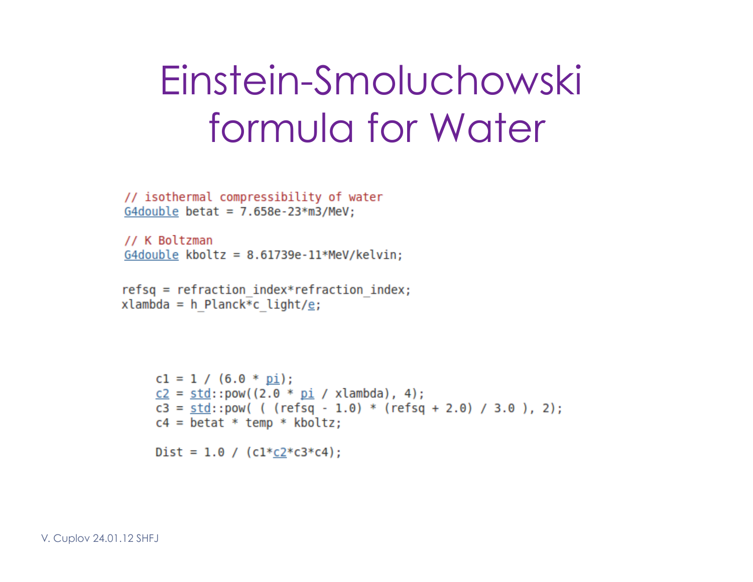# Einstein-Smoluchowski formula for Water

```
// isothermal compressibility of water
G4double betat = 7.658e-23*m3/MeV;

// K Boltzman
G4double kboltz = 8.61739e-11*MeV/kelvin;

refsq = refraction_index*refraction_index;
xlambda = h_Planck*c_light/e;



    c1 = 1 / (6.0 * pi);
    c2 = std::pow((2.0 * pi / xlambda), 4);
    c3 = std::pow( ( (refsq - 1.0) * (refsq + 2.0) / 3.0 ), 2);
    c4 = betat * temp * kboltz;

    Dist = 1.0 / (c1*c2*c3*c4);
```

V. Cuplov 24.01.12 SHFJ